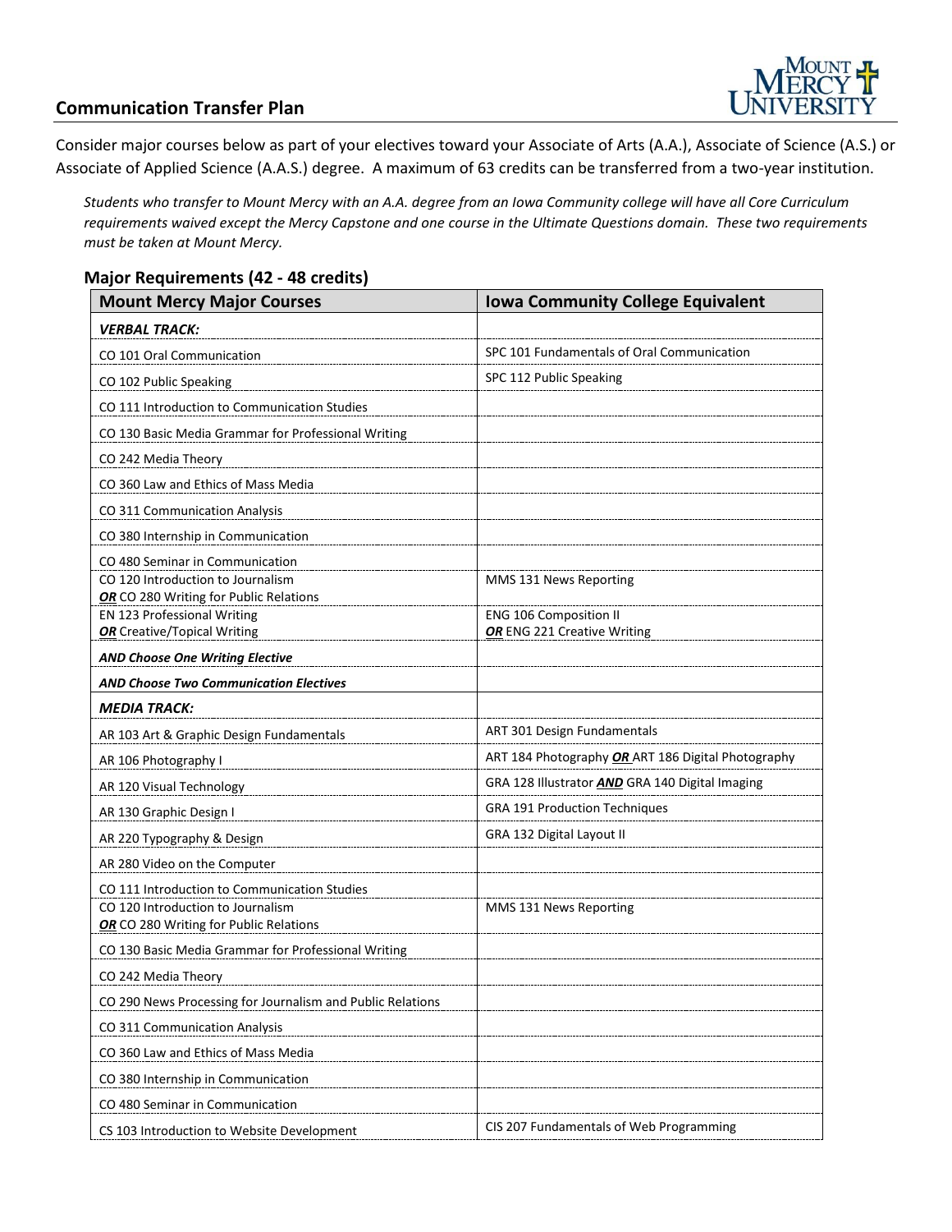## Communication Transfer Plan

Consider major courses below as part of your electives toward your Associate of Arts (A.A.), Associate of Science (A.S.) or Associate of Applied Science (A.A.S.) degree. A maximum of 63 credits can be transferred from a two-year institution.

*Students who transfer to Mount Mercy with an A.A. degree from an Iowa Community college will have all Core Curriculum requirements waived except the Mercy Capstone and one course in the Ultimate Questions domain. These two requirements must be taken at Mount Mercy.*

### Major Requirements (42 - 48 credits)

| Mount Mercy Major Courses | Iowa Community College Equivalent |
|---|---|
| ***VERBAL TRACK:*** | |
| CO 101 Oral Communication | SPC 101 Fundamentals of Oral Communication |
| CO 102 Public Speaking | SPC 112 Public Speaking |
| CO 111 Introduction to Communication Studies | |
| CO 130 Basic Media Grammar for Professional Writing | |
| CO 242 Media Theory | |
| CO 360 Law and Ethics of Mass Media | |
| CO 311 Communication Analysis | |
| CO 380 Internship in Communication | |
| CO 480 Seminar in Communication | |
| CO 120 Introduction to Journalism ***OR*** CO 280 Writing for Public Relations | MMS 131 News Reporting |
| EN 123 Professional Writing ***OR*** Creative/Topical Writing | ENG 106 Composition II ***OR*** ENG 221 Creative Writing |
| ***AND Choose One Writing Elective*** | |
| ***AND Choose Two Communication Electives*** | |
| ***MEDIA TRACK:*** | |
| AR 103 Art & Graphic Design Fundamentals | ART 301 Design Fundamentals |
| AR 106 Photography I | ART 184 Photography ***OR*** ART 186 Digital Photography |
| AR 120 Visual Technology | GRA 128 Illustrator ***AND*** GRA 140 Digital Imaging |
| AR 130 Graphic Design I | GRA 191 Production Techniques |
| AR 220 Typography & Design | GRA 132 Digital Layout II |
| AR 280 Video on the Computer | |
| CO 111 Introduction to Communication Studies | |
| CO 120 Introduction to Journalism ***OR*** CO 280 Writing for Public Relations | MMS 131 News Reporting |
| CO 130 Basic Media Grammar for Professional Writing | |
| CO 242 Media Theory | |
| CO 290 News Processing for Journalism and Public Relations | |
| CO 311 Communication Analysis | |
| CO 360 Law and Ethics of Mass Media | |
| CO 380 Internship in Communication | |
| CO 480 Seminar in Communication | |
| CS 103 Introduction to Website Development | CIS 207 Fundamentals of Web Programming |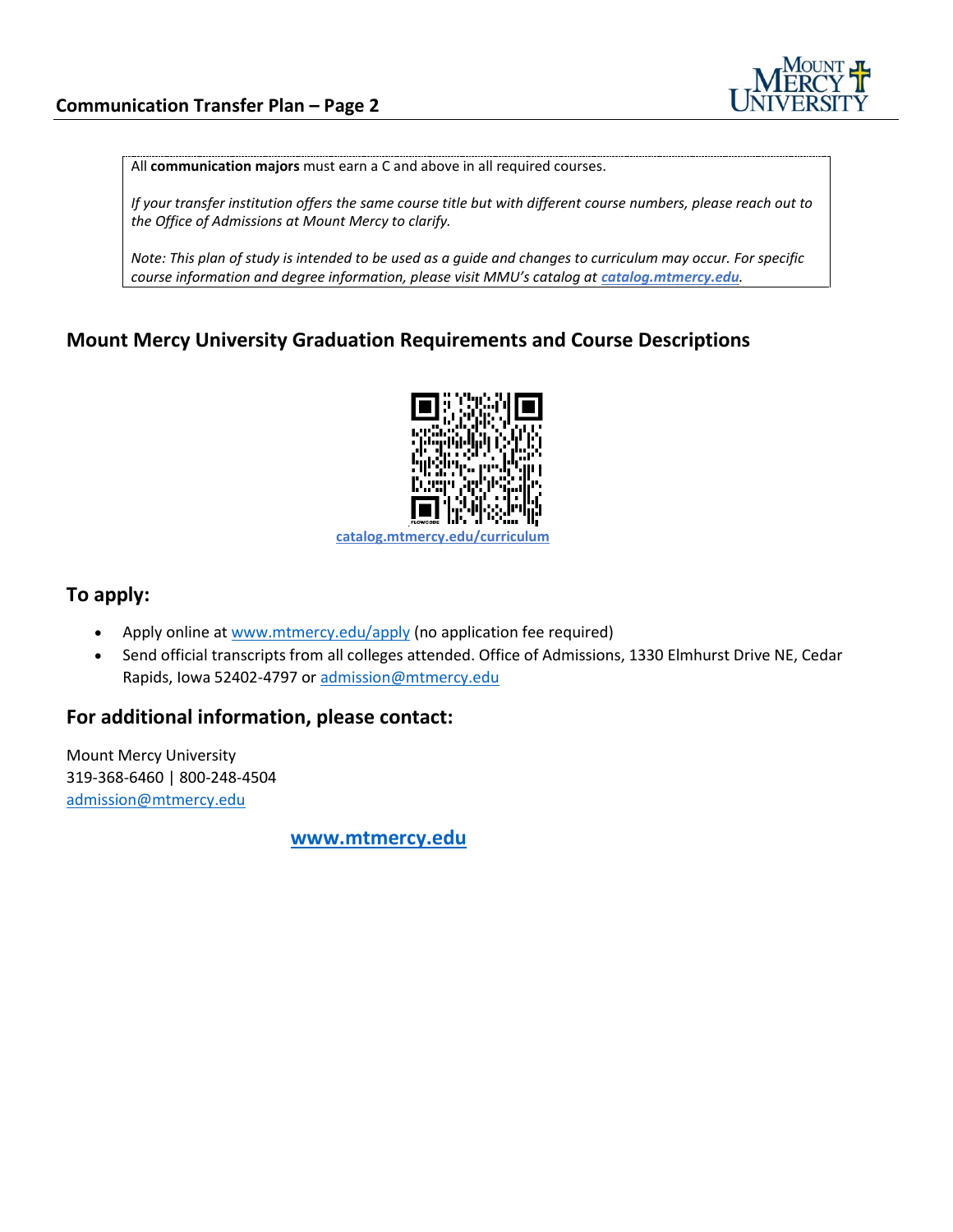All **communication majors** must earn a C and above in all required courses.

*If your transfer institution offers the same course title but with different course numbers, please reach out to the Office of Admissions at Mount Mercy to clarify.*

*Note: This plan of study is intended to be used as a guide and changes to curriculum may occur. For specific course information and degree information, please visit MMU's catalog at **catalog.mtmercy.edu**.*

## Mount Mercy University Graduation Requirements and Course Descriptions

**catalog.mtmercy.edu/curriculum**

## To apply:

- Apply online at www.mtmercy.edu/apply (no application fee required)
- Send official transcripts from all colleges attended. Office of Admissions, 1330 Elmhurst Drive NE, Cedar Rapids, Iowa 52402-4797 or admission@mtmercy.edu

## For additional information, please contact:

Mount Mercy University
319-368-6460 | 800-248-4504
admission@mtmercy.edu

**www.mtmercy.edu**